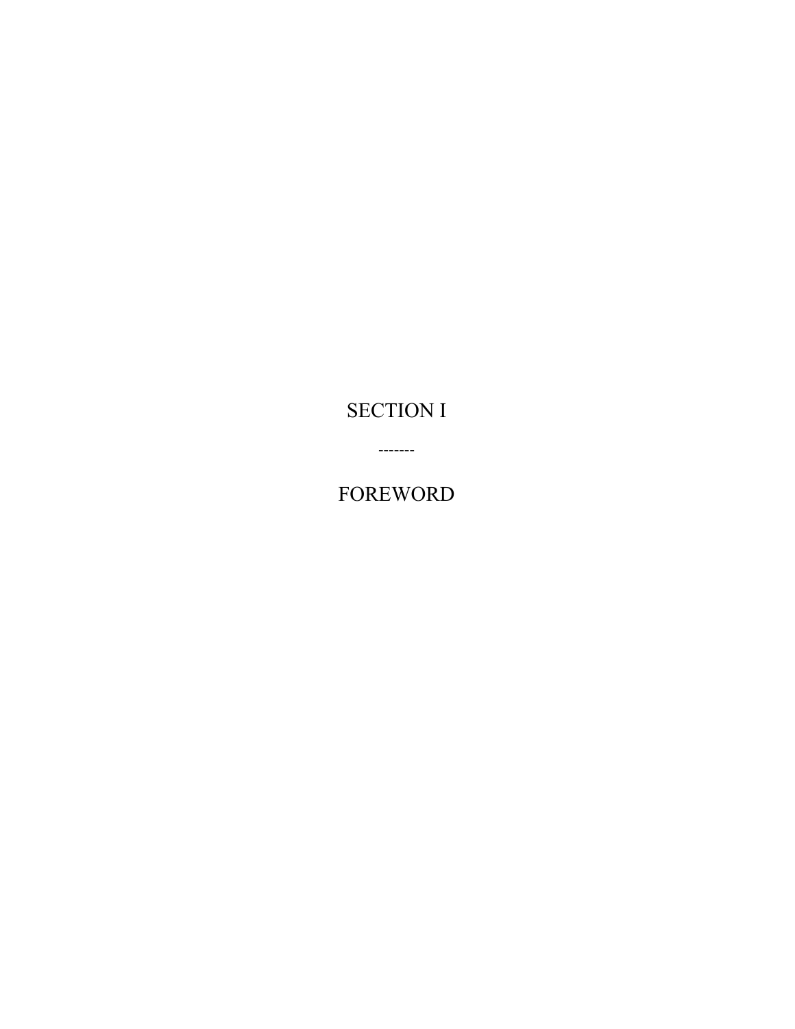# SECTION I

-------

# FOREWORD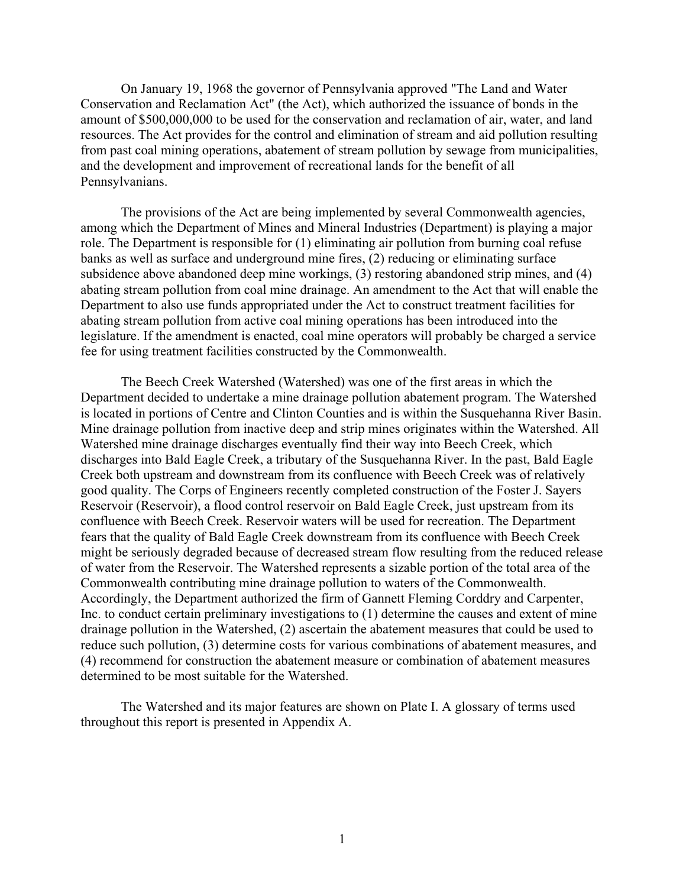On January 19, 1968 the governor of Pennsylvania approved "The Land and Water Conservation and Reclamation Act" (the Act), which authorized the issuance of bonds in the amount of $500,000,000 to be used for the conservation and reclamation of air, water, and land resources. The Act provides for the control and elimination of stream and aid pollution resulting from past coal mining operations, abatement of stream pollution by sewage from municipalities, and the development and improvement of recreational lands for the benefit of all Pennsylvanians.

The provisions of the Act are being implemented by several Commonwealth agencies, among which the Department of Mines and Mineral Industries (Department) is playing a major role. The Department is responsible for (1) eliminating air pollution from burning coal refuse banks as well as surface and underground mine fires, (2) reducing or eliminating surface subsidence above abandoned deep mine workings, (3) restoring abandoned strip mines, and (4) abating stream pollution from coal mine drainage. An amendment to the Act that will enable the Department to also use funds appropriated under the Act to construct treatment facilities for abating stream pollution from active coal mining operations has been introduced into the legislature. If the amendment is enacted, coal mine operators will probably be charged a service fee for using treatment facilities constructed by the Commonwealth.

The Beech Creek Watershed (Watershed) was one of the first areas in which the Department decided to undertake a mine drainage pollution abatement program. The Watershed is located in portions of Centre and Clinton Counties and is within the Susquehanna River Basin. Mine drainage pollution from inactive deep and strip mines originates within the Watershed. All Watershed mine drainage discharges eventually find their way into Beech Creek, which discharges into Bald Eagle Creek, a tributary of the Susquehanna River. In the past, Bald Eagle Creek both upstream and downstream from its confluence with Beech Creek was of relatively good quality. The Corps of Engineers recently completed construction of the Foster J. Sayers Reservoir (Reservoir), a flood control reservoir on Bald Eagle Creek, just upstream from its confluence with Beech Creek. Reservoir waters will be used for recreation. The Department fears that the quality of Bald Eagle Creek downstream from its confluence with Beech Creek might be seriously degraded because of decreased stream flow resulting from the reduced release of water from the Reservoir. The Watershed represents a sizable portion of the total area of the Commonwealth contributing mine drainage pollution to waters of the Commonwealth. Accordingly, the Department authorized the firm of Gannett Fleming Corddry and Carpenter, Inc. to conduct certain preliminary investigations to (1) determine the causes and extent of mine drainage pollution in the Watershed, (2) ascertain the abatement measures that could be used to reduce such pollution, (3) determine costs for various combinations of abatement measures, and (4) recommend for construction the abatement measure or combination of abatement measures determined to be most suitable for the Watershed.

The Watershed and its major features are shown on Plate I. A glossary of terms used throughout this report is presented in Appendix A.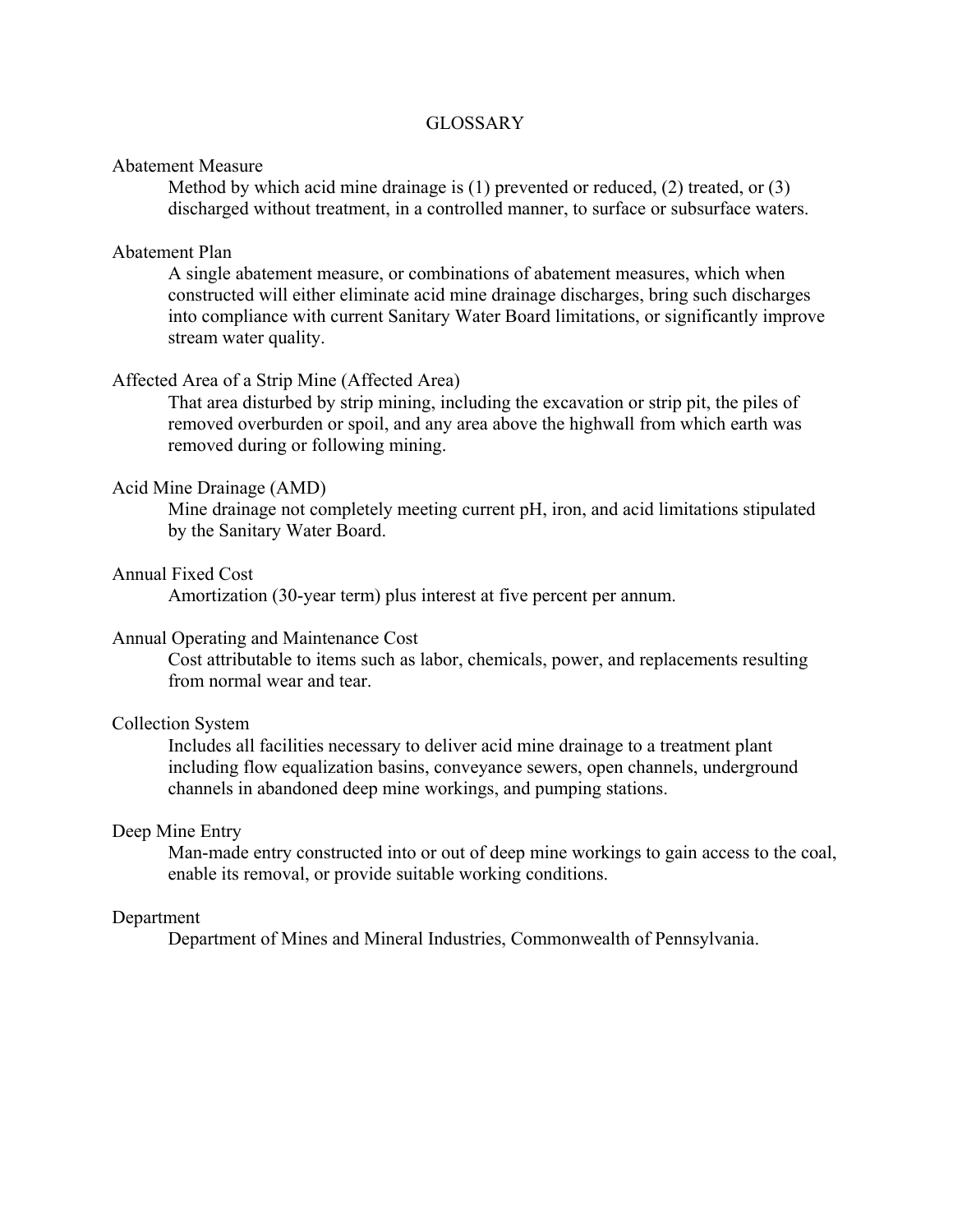# GLOSSARY

Abatement Measure

Method by which acid mine drainage is (1) prevented or reduced, (2) treated, or (3) discharged without treatment, in a controlled manner, to surface or subsurface waters.

Abatement Plan

A single abatement measure, or combinations of abatement measures, which when constructed will either eliminate acid mine drainage discharges, bring such discharges into compliance with current Sanitary Water Board limitations, or significantly improve stream water quality.

Affected Area of a Strip Mine (Affected Area)

That area disturbed by strip mining, including the excavation or strip pit, the piles of removed overburden or spoil, and any area above the highwall from which earth was removed during or following mining.

Acid Mine Drainage (AMD)

Mine drainage not completely meeting current pH, iron, and acid limitations stipulated by the Sanitary Water Board.

Annual Fixed Cost

Amortization (30-year term) plus interest at five percent per annum.

Annual Operating and Maintenance Cost

Cost attributable to items such as labor, chemicals, power, and replacements resulting from normal wear and tear.

Collection System

Includes all facilities necessary to deliver acid mine drainage to a treatment plant including flow equalization basins, conveyance sewers, open channels, underground channels in abandoned deep mine workings, and pumping stations.

Deep Mine Entry

Man-made entry constructed into or out of deep mine workings to gain access to the coal, enable its removal, or provide suitable working conditions.

Department

Department of Mines and Mineral Industries, Commonwealth of Pennsylvania.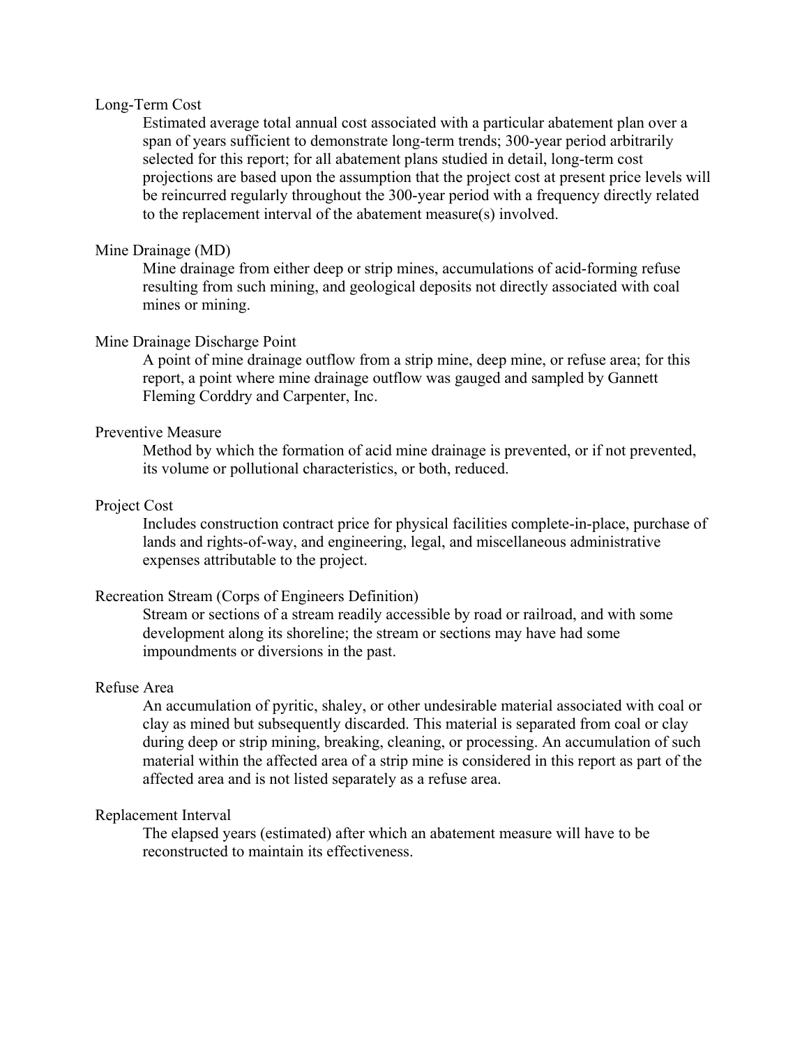Long-Term Cost

Estimated average total annual cost associated with a particular abatement plan over a span of years sufficient to demonstrate long-term trends; 300-year period arbitrarily selected for this report; for all abatement plans studied in detail, long-term cost projections are based upon the assumption that the project cost at present price levels will be reincurred regularly throughout the 300-year period with a frequency directly related to the replacement interval of the abatement measure(s) involved.

Mine Drainage (MD)

Mine drainage from either deep or strip mines, accumulations of acid-forming refuse resulting from such mining, and geological deposits not directly associated with coal mines or mining.

Mine Drainage Discharge Point

A point of mine drainage outflow from a strip mine, deep mine, or refuse area; for this report, a point where mine drainage outflow was gauged and sampled by Gannett Fleming Corddry and Carpenter, Inc.

Preventive Measure

Method by which the formation of acid mine drainage is prevented, or if not prevented, its volume or pollutional characteristics, or both, reduced.

Project Cost

Includes construction contract price for physical facilities complete-in-place, purchase of lands and rights-of-way, and engineering, legal, and miscellaneous administrative expenses attributable to the project.

Recreation Stream (Corps of Engineers Definition)

Stream or sections of a stream readily accessible by road or railroad, and with some development along its shoreline; the stream or sections may have had some impoundments or diversions in the past.

Refuse Area

An accumulation of pyritic, shaley, or other undesirable material associated with coal or clay as mined but subsequently discarded. This material is separated from coal or clay during deep or strip mining, breaking, cleaning, or processing. An accumulation of such material within the affected area of a strip mine is considered in this report as part of the affected area and is not listed separately as a refuse area.

Replacement Interval

The elapsed years (estimated) after which an abatement measure will have to be reconstructed to maintain its effectiveness.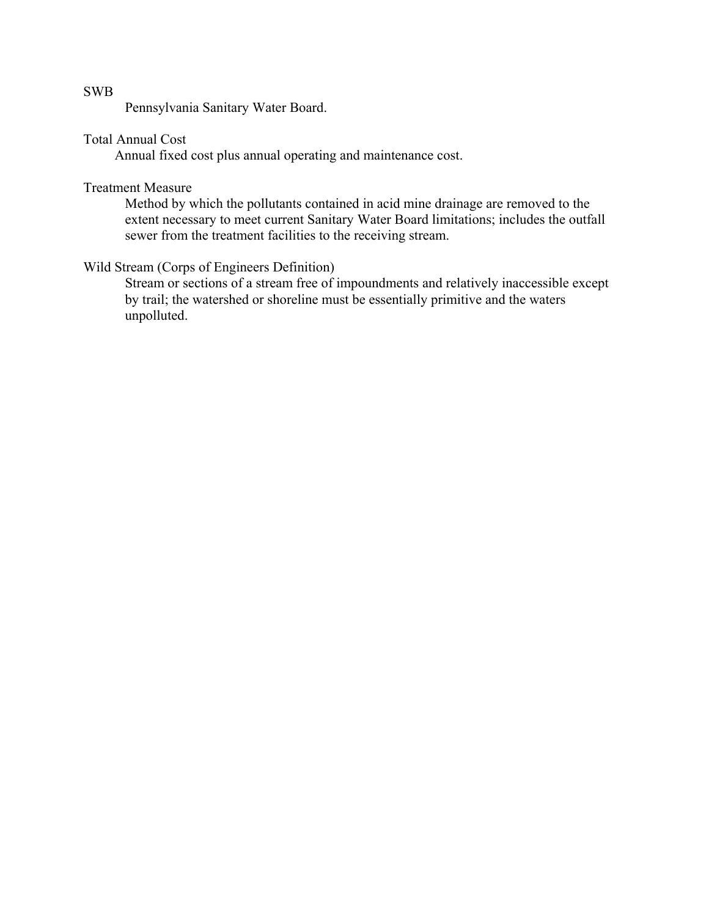SWB

Pennsylvania Sanitary Water Board.

Total Annual Cost

Annual fixed cost plus annual operating and maintenance cost.

Treatment Measure

Method by which the pollutants contained in acid mine drainage are removed to the extent necessary to meet current Sanitary Water Board limitations; includes the outfall sewer from the treatment facilities to the receiving stream.

Wild Stream (Corps of Engineers Definition)

Stream or sections of a stream free of impoundments and relatively inaccessible except by trail; the watershed or shoreline must be essentially primitive and the waters unpolluted.